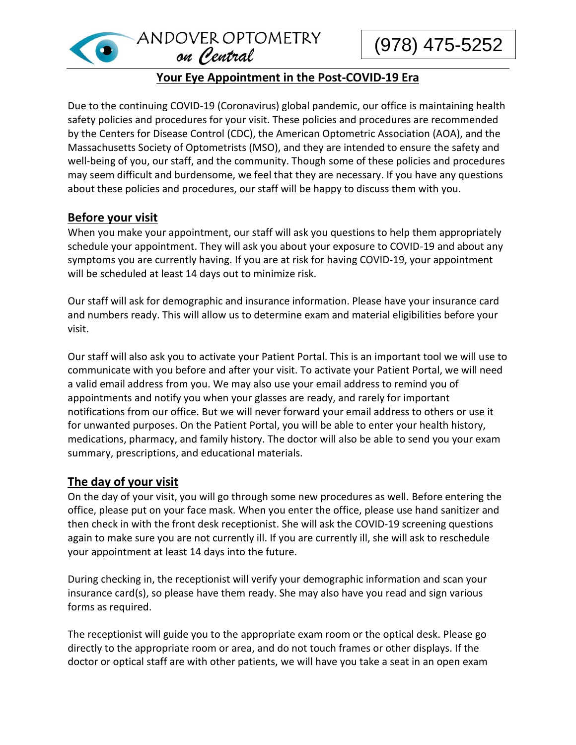ANDOVER OPTOMETRY *on Central*

(978) 475-5252

# Your Eye Appointment in the Post-COVID-19 Era

Due to the continuing COVID-19 (Coronavirus) global pandemic, our office is maintaining health safety policies and procedures for your visit. These policies and procedures are recommended by the Centers for Disease Control (CDC), the American Optometric Association (AOA), and the Massachusetts Society of Optometrists (MSO), and they are intended to ensure the safety and well-being of you, our staff, and the community. Though some of these policies and procedures may seem difficult and burdensome, we feel that they are necessary. If you have any questions about these policies and procedures, our staff will be happy to discuss them with you.

## Before your visit

When you make your appointment, our staff will ask you questions to help them appropriately schedule your appointment. They will ask you about your exposure to COVID-19 and about any symptoms you are currently having. If you are at risk for having COVID-19, your appointment will be scheduled at least 14 days out to minimize risk.

Our staff will ask for demographic and insurance information. Please have your insurance card and numbers ready. This will allow us to determine exam and material eligibilities before your visit.

Our staff will also ask you to activate your Patient Portal. This is an important tool we will use to communicate with you before and after your visit. To activate your Patient Portal, we will need a valid email address from you. We may also use your email address to remind you of appointments and notify you when your glasses are ready, and rarely for important notifications from our office. But we will never forward your email address to others or use it for unwanted purposes. On the Patient Portal, you will be able to enter your health history, medications, pharmacy, and family history. The doctor will also be able to send you your exam summary, prescriptions, and educational materials.

## The day of your visit

On the day of your visit, you will go through some new procedures as well. Before entering the office, please put on your face mask. When you enter the office, please use hand sanitizer and then check in with the front desk receptionist. She will ask the COVID-19 screening questions again to make sure you are not currently ill. If you are currently ill, she will ask to reschedule your appointment at least 14 days into the future.

During checking in, the receptionist will verify your demographic information and scan your insurance card(s), so please have them ready. She may also have you read and sign various forms as required.

The receptionist will guide you to the appropriate exam room or the optical desk. Please go directly to the appropriate room or area, and do not touch frames or other displays. If the doctor or optical staff are with other patients, we will have you take a seat in an open exam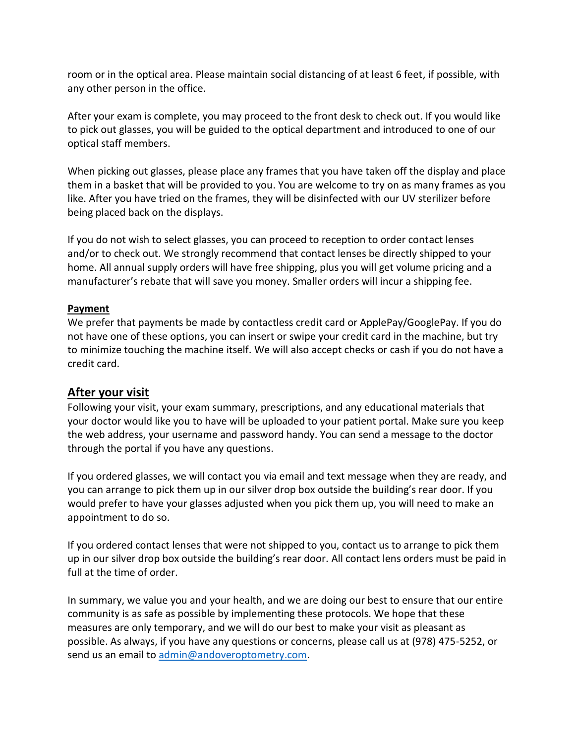room or in the optical area. Please maintain social distancing of at least 6 feet, if possible, with any other person in the office.

After your exam is complete, you may proceed to the front desk to check out. If you would like to pick out glasses, you will be guided to the optical department and introduced to one of our optical staff members.

When picking out glasses, please place any frames that you have taken off the display and place them in a basket that will be provided to you. You are welcome to try on as many frames as you like. After you have tried on the frames, they will be disinfected with our UV sterilizer before being placed back on the displays.

If you do not wish to select glasses, you can proceed to reception to order contact lenses and/or to check out. We strongly recommend that contact lenses be directly shipped to your home. All annual supply orders will have free shipping, plus you will get volume pricing and a manufacturer's rebate that will save you money. Smaller orders will incur a shipping fee.

### Payment

We prefer that payments be made by contactless credit card or ApplePay/GooglePay. If you do not have one of these options, you can insert or swipe your credit card in the machine, but try to minimize touching the machine itself. We will also accept checks or cash if you do not have a credit card.

## After your visit

Following your visit, your exam summary, prescriptions, and any educational materials that your doctor would like you to have will be uploaded to your patient portal. Make sure you keep the web address, your username and password handy. You can send a message to the doctor through the portal if you have any questions.

If you ordered glasses, we will contact you via email and text message when they are ready, and you can arrange to pick them up in our silver drop box outside the building's rear door. If you would prefer to have your glasses adjusted when you pick them up, you will need to make an appointment to do so.

If you ordered contact lenses that were not shipped to you, contact us to arrange to pick them up in our silver drop box outside the building's rear door. All contact lens orders must be paid in full at the time of order.

In summary, we value you and your health, and we are doing our best to ensure that our entire community is as safe as possible by implementing these protocols. We hope that these measures are only temporary, and we will do our best to make your visit as pleasant as possible. As always, if you have any questions or concerns, please call us at (978) 475-5252, or send us an email to admin@andoveroptometry.com.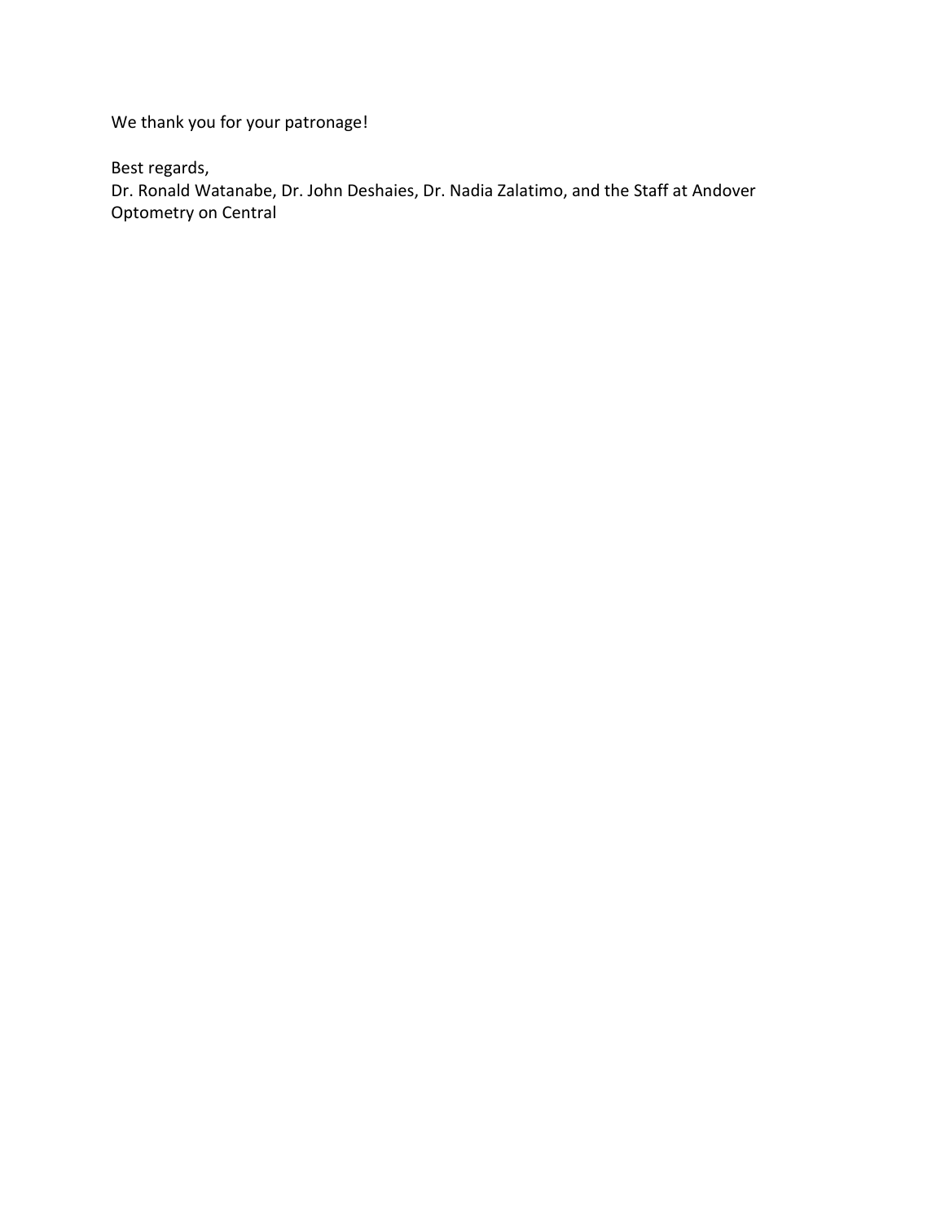We thank you for your patronage!

Best regards,
Dr. Ronald Watanabe, Dr. John Deshaies, Dr. Nadia Zalatimo, and the Staff at Andover Optometry on Central